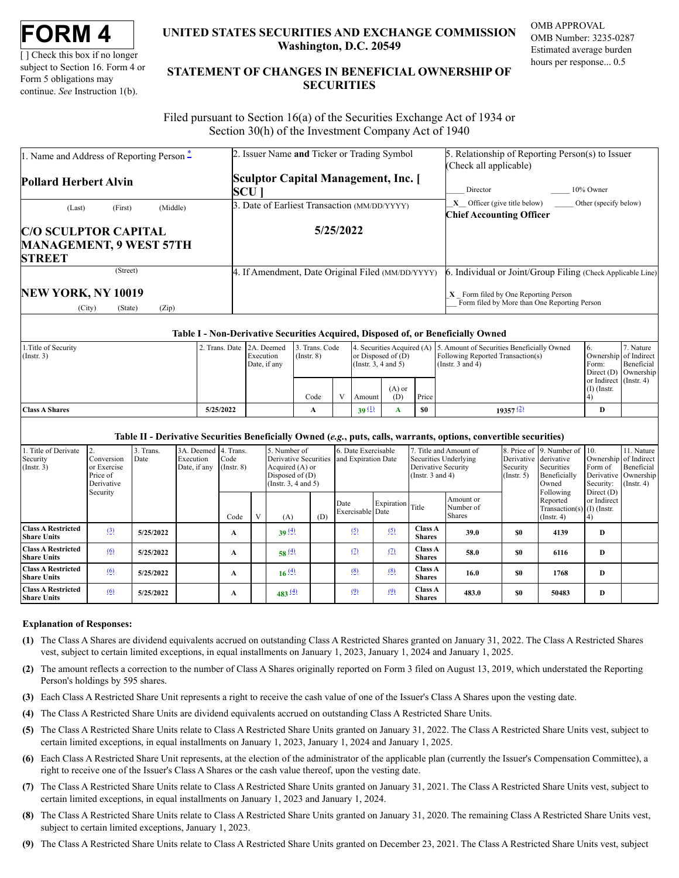# FORM 4

[ ] Check this box if no longer subject to Section 16. Form 4 or Form 5 obligations may continue. *See* Instruction 1(b).

**UNITED STATES SECURITIES AND EXCHANGE COMMISSION**
**Washington, D.C. 20549**

**STATEMENT OF CHANGES IN BENEFICIAL OWNERSHIP OF SECURITIES**

OMB APPROVAL
OMB Number: 3235-0287
Estimated average burden hours per response... 0.5

Filed pursuant to Section 16(a) of the Securities Exchange Act of 1934 or Section 30(h) of the Investment Company Act of 1940

| 1. Name and Address of Reporting Person * | 2. Issuer Name **and** Ticker or Trading Symbol | 5. Relationship of Reporting Person(s) to Issuer (Check all applicable) |
|---|---|---|
| **Pollard Herbert Alvin** | **Sculptor Capital Management, Inc. [ SCU ]** | ____ Director ____ 10% Owner |
| (Last) (First) (Middle) | 3. Date of Earliest Transaction (MM/DD/YYYY) | \_X\_ Officer (give title below) ____ Other (specify below) **Chief Accounting Officer** |
| **C/O SCULPTOR CAPITAL MANAGEMENT, 9 WEST 57TH STREET** | **5/25/2022** | |
| (Street) | 4. If Amendment, Date Original Filed (MM/DD/YYYY) | 6. Individual or Joint/Group Filing (Check Applicable Line) |
| **NEW YORK, NY 10019** (City) (State) (Zip) | | \_X\_ Form filed by One Reporting Person ___ Form filed by More than One Reporting Person |

**Table I - Non-Derivative Securities Acquired, Disposed of, or Beneficially Owned**

| 1.Title of Security (Instr. 3) | 2. Trans. Date | 2A. Deemed Execution Date, if any | 3. Trans. Code (Instr. 8) | | 4. Securities Acquired (A) or Disposed of (D) (Instr. 3, 4 and 5) | | | 5. Amount of Securities Beneficially Owned Following Reported Transaction(s) (Instr. 3 and 4) | 6. Ownership Form: Direct (D) or Indirect (I) (Instr. 4) | 7. Nature of Indirect Beneficial Ownership (Instr. 4) |
|---|---|---|---|---|---|---|---|---|---|---|
| | | | Code | V | Amount | (A) or (D) | Price | | | |
| **Class A Shares** | **5/25/2022** | | **A** | | **39** (1) | **A** | **$0** | **19357** (2) | **D** | |

**Table II - Derivative Securities Beneficially Owned (*e.g.*, puts, calls, warrants, options, convertible securities)**

| 1. Title of Derivate Security (Instr. 3) | 2. Conversion or Exercise Price of Derivative Security | 3. Trans. Date | 3A. Deemed Execution Date, if any | 4. Trans. Code (Instr. 8) | | 5. Number of Derivative Securities Acquired (A) or Disposed of (D) (Instr. 3, 4 and 5) | | 6. Date Exercisable and Expiration Date | | 7. Title and Amount of Securities Underlying Derivative Security (Instr. 3 and 4) | | 8. Price of Derivative Security (Instr. 5) | 9. Number of derivative Securities Beneficially Owned Following Reported Transaction(s) (Instr. 4) | 10. Ownership Form of Derivative Security: Direct (D) or Indirect (I) (Instr. 4) | 11. Nature of Indirect Beneficial Ownership (Instr. 4) |
|---|---|---|---|---|---|---|---|---|---|---|---|---|---|---|---|
| | | | | Code | V | (A) | (D) | Date Exercisable | Expiration Date | Title | Amount or Number of Shares | | | | |
| **Class A Restricted Share Units** | (3) | **5/25/2022** | | **A** | | **39** (4) | | (5) | (5) | **Class A Shares** | **39.0** | **$0** | **4139** | **D** | |
| **Class A Restricted Share Units** | (6) | **5/25/2022** | | **A** | | **58** (4) | | (7) | (7) | **Class A Shares** | **58.0** | **$0** | **6116** | **D** | |
| **Class A Restricted Share Units** | (6) | **5/25/2022** | | **A** | | **16** (4) | | (8) | (8) | **Class A Shares** | **16.0** | **$0** | **1768** | **D** | |
| **Class A Restricted Share Units** | (6) | **5/25/2022** | | **A** | | **483** (4) | | (9) | (9) | **Class A Shares** | **483.0** | **$0** | **50483** | **D** | |

**Explanation of Responses:**

**(1)** The Class A Shares are dividend equivalents accrued on outstanding Class A Restricted Shares granted on January 31, 2022. The Class A Restricted Shares vest, subject to certain limited exceptions, in equal installments on January 1, 2023, January 1, 2024 and January 1, 2025.

**(2)** The amount reflects a correction to the number of Class A Shares originally reported on Form 3 filed on August 13, 2019, which understated the Reporting Person's holdings by 595 shares.

**(3)** Each Class A Restricted Share Unit represents a right to receive the cash value of one of the Issuer's Class A Shares upon the vesting date.

**(4)** The Class A Restricted Share Units are dividend equivalents accrued on outstanding Class A Restricted Share Units.

**(5)** The Class A Restricted Share Units relate to Class A Restricted Share Units granted on January 31, 2022. The Class A Restricted Share Units vest, subject to certain limited exceptions, in equal installments on January 1, 2023, January 1, 2024 and January 1, 2025.

**(6)** Each Class A Restricted Share Unit represents, at the election of the administrator of the applicable plan (currently the Issuer's Compensation Committee), a right to receive one of the Issuer's Class A Shares or the cash value thereof, upon the vesting date.

**(7)** The Class A Restricted Share Units relate to Class A Restricted Share Units granted on January 31, 2021. The Class A Restricted Share Units vest, subject to certain limited exceptions, in equal installments on January 1, 2023 and January 1, 2024.

**(8)** The Class A Restricted Share Units relate to Class A Restricted Share Units granted on January 31, 2020. The remaining Class A Restricted Share Units vest, subject to certain limited exceptions, January 1, 2023.

**(9)** The Class A Restricted Share Units relate to Class A Restricted Share Units granted on December 23, 2021. The Class A Restricted Share Units vest, subject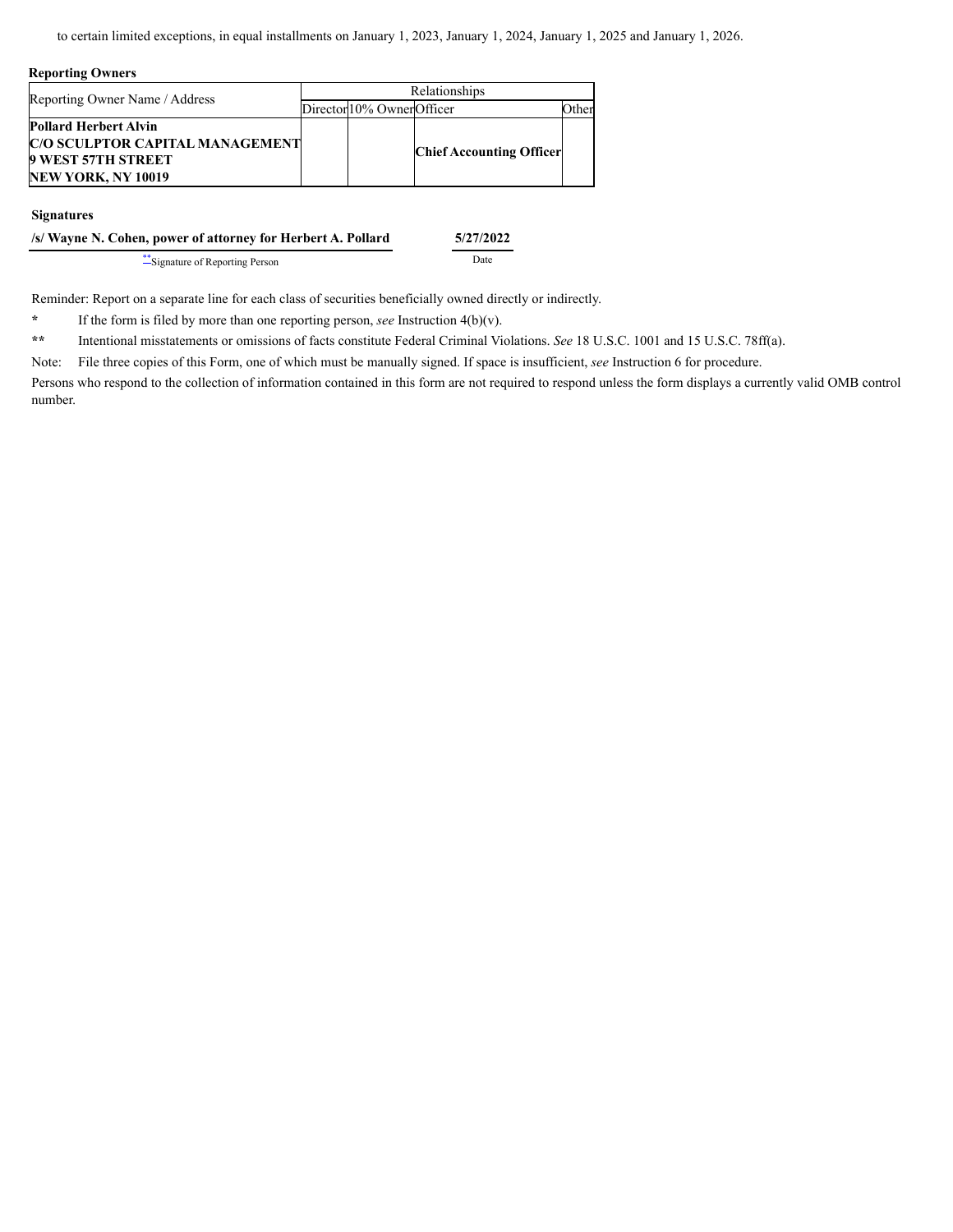to certain limited exceptions, in equal installments on January 1, 2023, January 1, 2024, January 1, 2025 and January 1, 2026.

**Reporting Owners**

| Reporting Owner Name / Address | Relationships | | | |
| --- | --- | --- | --- | --- |
| | Director | 10% Owner | Officer | Other |
| **Pollard Herbert Alvin**<br>**C/O SCULPTOR CAPITAL MANAGEMENT**<br>**9 WEST 57TH STREET**<br>**NEW YORK, NY 10019** | | | **Chief Accounting Officer** | |

**Signatures**

| | |
| --- | --- |
| **/s/ Wayne N. Cohen, power of attorney for Herbert A. Pollard** | **5/27/2022** |
| **Signature of Reporting Person | Date |

Reminder: Report on a separate line for each class of securities beneficially owned directly or indirectly.

\* If the form is filed by more than one reporting person, *see* Instruction 4(b)(v).

\*\* Intentional misstatements or omissions of facts constitute Federal Criminal Violations. *See* 18 U.S.C. 1001 and 15 U.S.C. 78ff(a).

Note: File three copies of this Form, one of which must be manually signed. If space is insufficient, *see* Instruction 6 for procedure.

Persons who respond to the collection of information contained in this form are not required to respond unless the form displays a currently valid OMB control number.